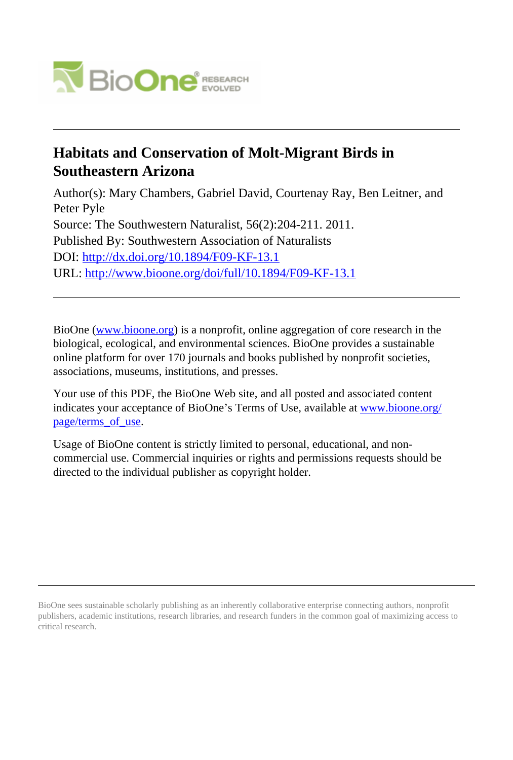# Habitats and Conservation of Molt-Migrant Birds in Southeastern Arizona

Author(s): Mary Chambers, Gabriel David, Courtenay Ray, Ben Leitner, and Peter Pyle

Source: The Southwestern Naturalist, 56(2):204-211. 2011.

Published By: Southwestern Association of Naturalists

DOI: http://dx.doi.org/10.1894/F09-KF-13.1

URL: http://www.bioone.org/doi/full/10.1894/F09-KF-13.1

---

BioOne (www.bioone.org) is a nonprofit, online aggregation of core research in the biological, ecological, and environmental sciences. BioOne provides a sustainable online platform for over 170 journals and books published by nonprofit societies, associations, museums, institutions, and presses.

Your use of this PDF, the BioOne Web site, and all posted and associated content indicates your acceptance of BioOne's Terms of Use, available at www.bioone.org/page/terms_of_use.

Usage of BioOne content is strictly limited to personal, educational, and non-commercial use. Commercial inquiries or rights and permissions requests should be directed to the individual publisher as copyright holder.

---

BioOne sees sustainable scholarly publishing as an inherently collaborative enterprise connecting authors, nonprofit publishers, academic institutions, research libraries, and research funders in the common goal of maximizing access to critical research.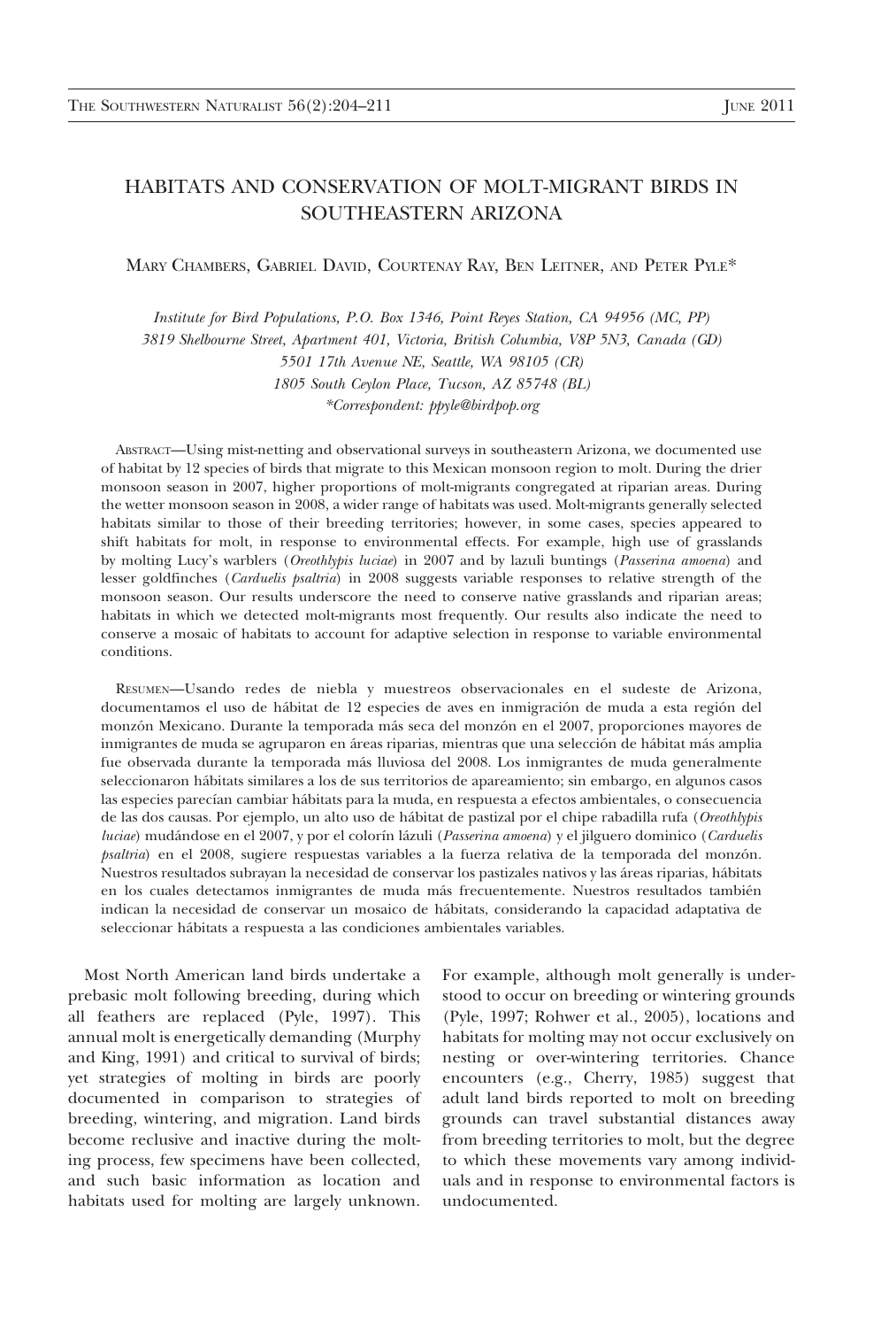# HABITATS AND CONSERVATION OF MOLT-MIGRANT BIRDS IN SOUTHEASTERN ARIZONA

MARY CHAMBERS, GABRIEL DAVID, COURTENAY RAY, BEN LEITNER, AND PETER PYLE*

*Institute for Bird Populations, P.O. Box 1346, Point Reyes Station, CA 94956 (MC, PP)*
*3819 Shelbourne Street, Apartment 401, Victoria, British Columbia, V8P 5N3, Canada (GD)*
*5501 17th Avenue NE, Seattle, WA 98105 (CR)*
*1805 South Ceylon Place, Tucson, AZ 85748 (BL)*
*\*Correspondent: ppyle@birdpop.org*

ABSTRACT—Using mist-netting and observational surveys in southeastern Arizona, we documented use of habitat by 12 species of birds that migrate to this Mexican monsoon region to molt. During the drier monsoon season in 2007, higher proportions of molt-migrants congregated at riparian areas. During the wetter monsoon season in 2008, a wider range of habitats was used. Molt-migrants generally selected habitats similar to those of their breeding territories; however, in some cases, species appeared to shift habitats for molt, in response to environmental effects. For example, high use of grasslands by molting Lucy's warblers (*Oreothlypis luciae*) in 2007 and by lazuli buntings (*Passerina amoena*) and lesser goldfinches (*Carduelis psaltria*) in 2008 suggests variable responses to relative strength of the monsoon season. Our results underscore the need to conserve native grasslands and riparian areas; habitats in which we detected molt-migrants most frequently. Our results also indicate the need to conserve a mosaic of habitats to account for adaptive selection in response to variable environmental conditions.

RESUMEN—Usando redes de niebla y muestreos observacionales en el sudeste de Arizona, documentamos el uso de hábitat de 12 especies de aves en inmigración de muda a esta región del monzón Mexicano. Durante la temporada más seca del monzón en el 2007, proporciones mayores de inmigrantes de muda se agruparon en áreas riparias, mientras que una selección de hábitat más amplia fue observada durante la temporada más lluviosa del 2008. Los inmigrantes de muda generalmente seleccionaron hábitats similares a los de sus territorios de apareamiento; sin embargo, en algunos casos las especies parecían cambiar hábitats para la muda, en respuesta a efectos ambientales, o consecuencia de las dos causas. Por ejemplo, un alto uso de hábitat de pastizal por el chipe rabadilla rufa (*Oreothlypis luciae*) mudándose en el 2007, y por el colorín lázuli (*Passerina amoena*) y el jilguero dominico (*Carduelis psaltria*) en el 2008, sugiere respuestas variables a la fuerza relativa de la temporada del monzón. Nuestros resultados subrayan la necesidad de conservar los pastizales nativos y las áreas riparias, hábitats en los cuales detectamos inmigrantes de muda más frecuentemente. Nuestros resultados también indican la necesidad de conservar un mosaico de hábitats, considerando la capacidad adaptativa de seleccionar hábitats a respuesta a las condiciones ambientales variables.

Most North American land birds undertake a prebasic molt following breeding, during which all feathers are replaced (Pyle, 1997). This annual molt is energetically demanding (Murphy and King, 1991) and critical to survival of birds; yet strategies of molting in birds are poorly documented in comparison to strategies of breeding, wintering, and migration. Land birds become reclusive and inactive during the molting process, few specimens have been collected, and such basic information as location and habitats used for molting are largely unknown. For example, although molt generally is understood to occur on breeding or wintering grounds (Pyle, 1997; Rohwer et al., 2005), locations and habitats for molting may not occur exclusively on nesting or over-wintering territories. Chance encounters (e.g., Cherry, 1985) suggest that adult land birds reported to molt on breeding grounds can travel substantial distances away from breeding territories to molt, but the degree to which these movements vary among individuals and in response to environmental factors is undocumented.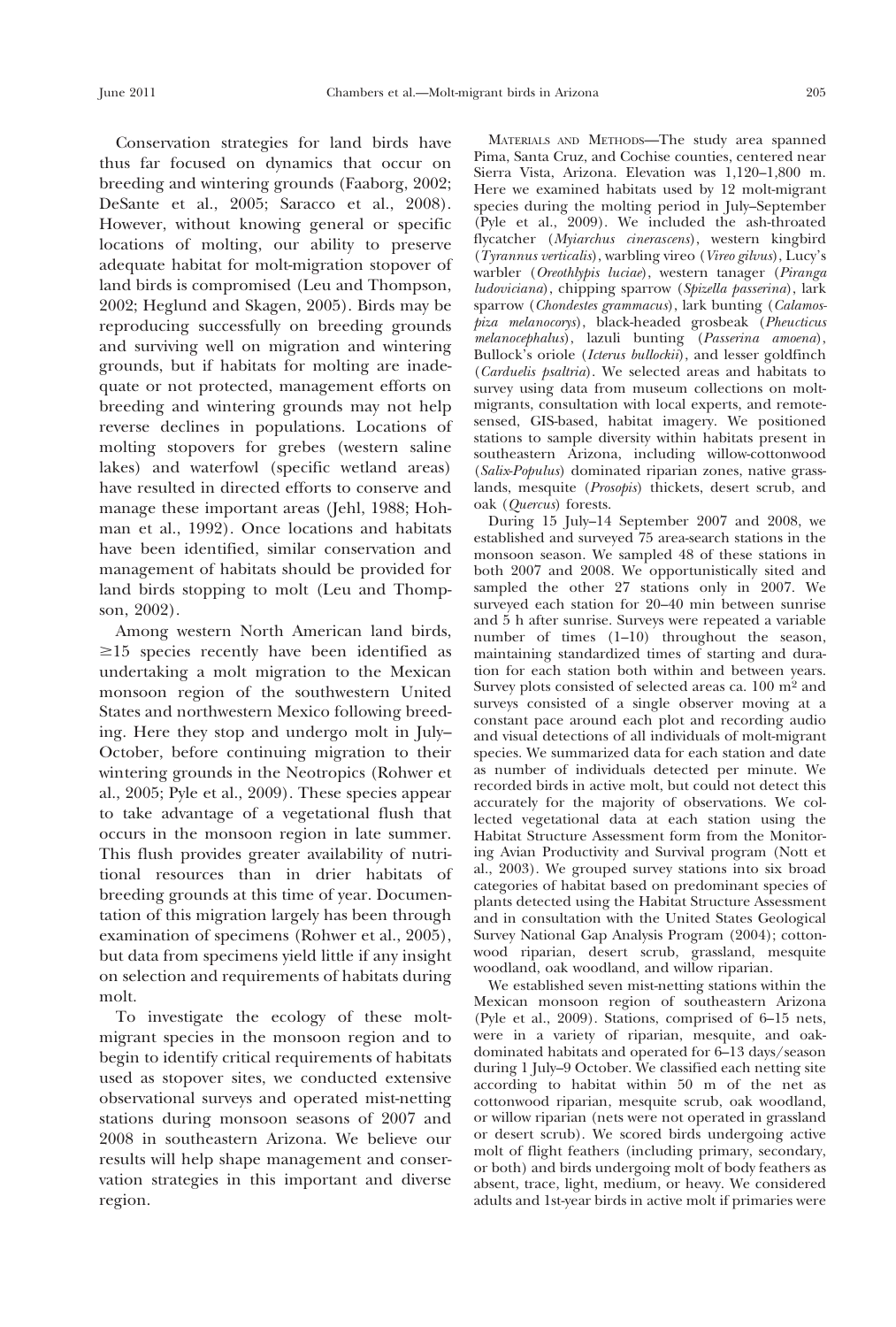Conservation strategies for land birds have thus far focused on dynamics that occur on breeding and wintering grounds (Faaborg, 2002; DeSante et al., 2005; Saracco et al., 2008). However, without knowing general or specific locations of molting, our ability to preserve adequate habitat for molt-migration stopover of land birds is compromised (Leu and Thompson, 2002; Heglund and Skagen, 2005). Birds may be reproducing successfully on breeding grounds and surviving well on migration and wintering grounds, but if habitats for molting are inadequate or not protected, management efforts on breeding and wintering grounds may not help reverse declines in populations. Locations of molting stopovers for grebes (western saline lakes) and waterfowl (specific wetland areas) have resulted in directed efforts to conserve and manage these important areas (Jehl, 1988; Hohman et al., 1992). Once locations and habitats have been identified, similar conservation and management of habitats should be provided for land birds stopping to molt (Leu and Thompson, 2002).

Among western North American land birds, ≥15 species recently have been identified as undertaking a molt migration to the Mexican monsoon region of the southwestern United States and northwestern Mexico following breeding. Here they stop and undergo molt in July–October, before continuing migration to their wintering grounds in the Neotropics (Rohwer et al., 2005; Pyle et al., 2009). These species appear to take advantage of a vegetational flush that occurs in the monsoon region in late summer. This flush provides greater availability of nutritional resources than in drier habitats of breeding grounds at this time of year. Documentation of this migration largely has been through examination of specimens (Rohwer et al., 2005), but data from specimens yield little if any insight on selection and requirements of habitats during molt.

To investigate the ecology of these molt-migrant species in the monsoon region and to begin to identify critical requirements of habitats used as stopover sites, we conducted extensive observational surveys and operated mist-netting stations during monsoon seasons of 2007 and 2008 in southeastern Arizona. We believe our results will help shape management and conservation strategies in this important and diverse region.

Materials and Methods—The study area spanned Pima, Santa Cruz, and Cochise counties, centered near Sierra Vista, Arizona. Elevation was 1,120–1,800 m. Here we examined habitats used by 12 molt-migrant species during the molting period in July–September (Pyle et al., 2009). We included the ash-throated flycatcher (*Myiarchus cinerascens*), western kingbird (*Tyrannus verticalis*), warbling vireo (*Vireo gilvus*), Lucy's warbler (*Oreothlypis luciae*), western tanager (*Piranga ludoviciana*), chipping sparrow (*Spizella passerina*), lark sparrow (*Chondestes grammacus*), lark bunting (*Calamospiza melanocorys*), black-headed grosbeak (*Pheucticus melanocephalus*), lazuli bunting (*Passerina amoena*), Bullock's oriole (*Icterus bullockii*), and lesser goldfinch (*Carduelis psaltria*). We selected areas and habitats to survey using data from museum collections on molt-migrants, consultation with local experts, and remote-sensed, GIS-based, habitat imagery. We positioned stations to sample diversity within habitats present in southeastern Arizona, including willow-cottonwood (*Salix*-*Populus*) dominated riparian zones, native grasslands, mesquite (*Prosopis*) thickets, desert scrub, and oak (*Quercus*) forests.

During 15 July–14 September 2007 and 2008, we established and surveyed 75 area-search stations in the monsoon season. We sampled 48 of these stations in both 2007 and 2008. We opportunistically sited and sampled the other 27 stations only in 2007. We surveyed each station for 20–40 min between sunrise and 5 h after sunrise. Surveys were repeated a variable number of times (1–10) throughout the season, maintaining standardized times of starting and duration for each station both within and between years. Survey plots consisted of selected areas ca. 100 m$^2$ and surveys consisted of a single observer moving at a constant pace around each plot and recording audio and visual detections of all individuals of molt-migrant species. We summarized data for each station and date as number of individuals detected per minute. We recorded birds in active molt, but could not detect this accurately for the majority of observations. We collected vegetational data at each station using the Habitat Structure Assessment form from the Monitoring Avian Productivity and Survival program (Nott et al., 2003). We grouped survey stations into six broad categories of habitat based on predominant species of plants detected using the Habitat Structure Assessment and in consultation with the United States Geological Survey National Gap Analysis Program (2004); cottonwood riparian, desert scrub, grassland, mesquite woodland, oak woodland, and willow riparian.

We established seven mist-netting stations within the Mexican monsoon region of southeastern Arizona (Pyle et al., 2009). Stations, comprised of 6–15 nets, were in a variety of riparian, mesquite, and oak-dominated habitats and operated for 6–13 days/season during 1 July–9 October. We classified each netting site according to habitat within 50 m of the net as cottonwood riparian, mesquite scrub, oak woodland, or willow riparian (nets were not operated in grassland or desert scrub). We scored birds undergoing active molt of flight feathers (including primary, secondary, or both) and birds undergoing molt of body feathers as absent, trace, light, medium, or heavy. We considered adults and 1st-year birds in active molt if primaries were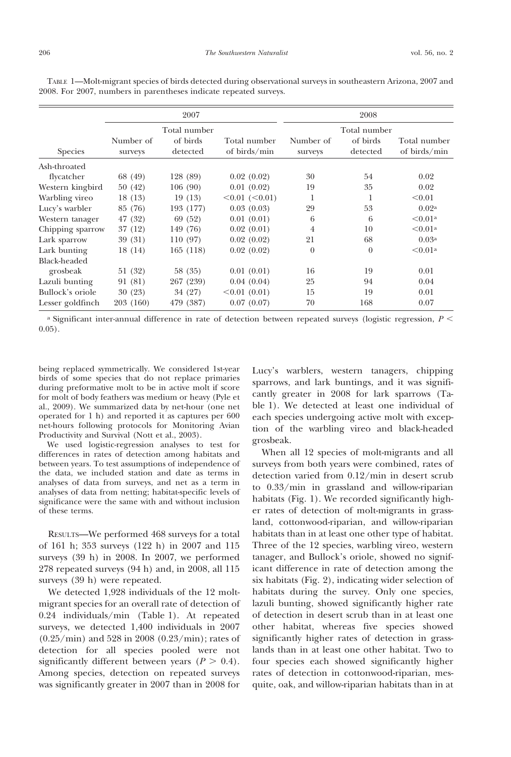TABLE 1—Molt-migrant species of birds detected during observational surveys in southeastern Arizona, 2007 and 2008. For 2007, numbers in parentheses indicate repeated surveys.

| | 2007 | | | 2008 | | |
|---|---|---|---|---|---|---|
| Species | Number of surveys | Total number of birds detected | Total number of birds/min | Number of surveys | Total number of birds detected | Total number of birds/min |
| Ash-throated flycatcher | 68 (49) | 128 (89) | 0.02 (0.02) | 30 | 54 | 0.02 |
| Western kingbird | 50 (42) | 106 (90) | 0.01 (0.02) | 19 | 35 | 0.02 |
| Warbling vireo | 18 (13) | 19 (13) | <0.01 (<0.01) | 1 | 1 | <0.01 |
| Lucy's warbler | 85 (76) | 193 (177) | 0.03 (0.03) | 29 | 53 | 0.02[a] |
| Western tanager | 47 (32) | 69 (52) | 0.01 (0.01) | 6 | 6 | <0.01[a] |
| Chipping sparrow | 37 (12) | 149 (76) | 0.02 (0.01) | 4 | 10 | <0.01[a] |
| Lark sparrow | 39 (31) | 110 (97) | 0.02 (0.02) | 21 | 68 | 0.03[a] |
| Lark bunting | 18 (14) | 165 (118) | 0.02 (0.02) | 0 | 0 | <0.01[a] |
| Black-headed grosbeak | 51 (32) | 58 (35) | 0.01 (0.01) | 16 | 19 | 0.01 |
| Lazuli bunting | 91 (81) | 267 (239) | 0.04 (0.04) | 25 | 94 | 0.04 |
| Bullock's oriole | 30 (23) | 34 (27) | <0.01 (0.01) | 15 | 19 | 0.01 |
| Lesser goldfinch | 203 (160) | 479 (387) | 0.07 (0.07) | 70 | 168 | 0.07 |

[a] Significant inter-annual difference in rate of detection between repeated surveys (logistic regression, $P < 0.05$).

being replaced symmetrically. We considered 1st-year birds of some species that do not replace primaries during preformative molt to be in active molt if score for molt of body feathers was medium or heavy (Pyle et al., 2009). We summarized data by net-hour (one net operated for 1 h) and reported it as captures per 600 net-hours following protocols for Monitoring Avian Productivity and Survival (Nott et al., 2003).

We used logistic-regression analyses to test for differences in rates of detection among habitats and between years. To test assumptions of independence of the data, we included station and date as terms in analyses of data from surveys, and net as a term in analyses of data from netting; habitat-specific levels of significance were the same with and without inclusion of these terms.

RESULTS—We performed 468 surveys for a total of 161 h; 353 surveys (122 h) in 2007 and 115 surveys (39 h) in 2008. In 2007, we performed 278 repeated surveys (94 h) and, in 2008, all 115 surveys (39 h) were repeated.

We detected 1,928 individuals of the 12 molt-migrant species for an overall rate of detection of 0.24 individuals/min (Table 1). At repeated surveys, we detected 1,400 individuals in 2007 (0.25/min) and 528 in 2008 (0.23/min); rates of detection for all species pooled were not significantly different between years ($P > 0.4$). Among species, detection on repeated surveys was significantly greater in 2007 than in 2008 for Lucy's warblers, western tanagers, chipping sparrows, and lark buntings, and it was significantly greater in 2008 for lark sparrows (Table 1). We detected at least one individual of each species undergoing active molt with exception of the warbling vireo and black-headed grosbeak.

When all 12 species of molt-migrants and all surveys from both years were combined, rates of detection varied from 0.12/min in desert scrub to 0.33/min in grassland and willow-riparian habitats (Fig. 1). We recorded significantly higher rates of detection of molt-migrants in grassland, cottonwood-riparian, and willow-riparian habitats than in at least one other type of habitat. Three of the 12 species, warbling vireo, western tanager, and Bullock's oriole, showed no significant difference in rate of detection among the six habitats (Fig. 2), indicating wider selection of habitats during the survey. Only one species, lazuli bunting, showed significantly higher rate of detection in desert scrub than in at least one other habitat, whereas five species showed significantly higher rates of detection in grasslands than in at least one other habitat. Two to four species each showed significantly higher rates of detection in cottonwood-riparian, mesquite, oak, and willow-riparian habitats than in at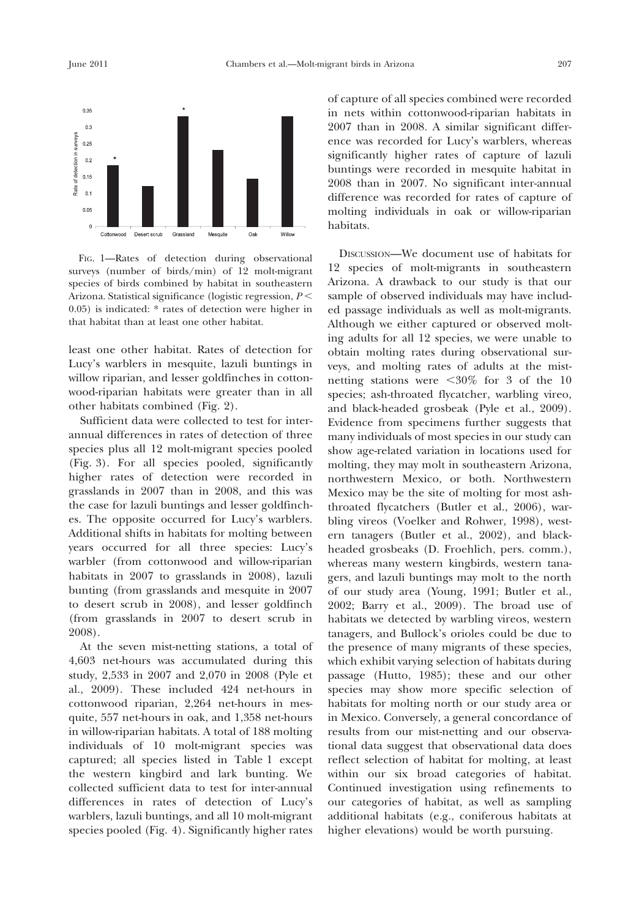0.35
0.3
0.25
0.2
0.15
0.1
0.05
0

Rate of detection in surveys

*
*

Cottonwood Desert scrub Grassland Mesquite Oak Willow

FIG. 1—Rates of detection during observational surveys (number of birds/min) of 12 molt-migrant species of birds combined by habitat in southeastern Arizona. Statistical significance (logistic regression, $P < 0.05$) is indicated: * rates of detection were higher in that habitat than at least one other habitat.

least one other habitat. Rates of detection for Lucy's warblers in mesquite, lazuli buntings in willow riparian, and lesser goldfinches in cottonwood-riparian habitats were greater than in all other habitats combined (Fig. 2).

Sufficient data were collected to test for inter-annual differences in rates of detection of three species plus all 12 molt-migrant species pooled (Fig. 3). For all species pooled, significantly higher rates of detection were recorded in grasslands in 2007 than in 2008, and this was the case for lazuli buntings and lesser goldfinches. The opposite occurred for Lucy's warblers. Additional shifts in habitats for molting between years occurred for all three species: Lucy's warbler (from cottonwood and willow-riparian habitats in 2007 to grasslands in 2008), lazuli bunting (from grasslands and mesquite in 2007 to desert scrub in 2008), and lesser goldfinch (from grasslands in 2007 to desert scrub in 2008).

At the seven mist-netting stations, a total of 4,603 net-hours was accumulated during this study, 2,533 in 2007 and 2,070 in 2008 (Pyle et al., 2009). These included 424 net-hours in cottonwood riparian, 2,264 net-hours in mesquite, 557 net-hours in oak, and 1,358 net-hours in willow-riparian habitats. A total of 188 molting individuals of 10 molt-migrant species was captured; all species listed in Table 1 except the western kingbird and lark bunting. We collected sufficient data to test for inter-annual differences in rates of detection of Lucy's warblers, lazuli buntings, and all 10 molt-migrant species pooled (Fig. 4). Significantly higher rates of capture of all species combined were recorded in nets within cottonwood-riparian habitats in 2007 than in 2008. A similar significant difference was recorded for Lucy's warblers, whereas significantly higher rates of capture of lazuli buntings were recorded in mesquite habitat in 2008 than in 2007. No significant inter-annual difference was recorded for rates of capture of molting individuals in oak or willow-riparian habitats.

DISCUSSION—We document use of habitats for 12 species of molt-migrants in southeastern Arizona. A drawback to our study is that our sample of observed individuals may have included passage individuals as well as molt-migrants. Although we either captured or observed molting adults for all 12 species, we were unable to obtain molting rates during observational surveys, and molting rates of adults at the mist-netting stations were <30% for 3 of the 10 species; ash-throated flycatcher, warbling vireo, and black-headed grosbeak (Pyle et al., 2009). Evidence from specimens further suggests that many individuals of most species in our study can show age-related variation in locations used for molting, they may molt in southeastern Arizona, northwestern Mexico, or both. Northwestern Mexico may be the site of molting for most ash-throated flycatchers (Butler et al., 2006), warbling vireos (Voelker and Rohwer, 1998), western tanagers (Butler et al., 2002), and black-headed grosbeaks (D. Froehlich, pers. comm.), whereas many western kingbirds, western tanagers, and lazuli buntings may molt to the north of our study area (Young, 1991; Butler et al., 2002; Barry et al., 2009). The broad use of habitats we detected by warbling vireos, western tanagers, and Bullock's orioles could be due to the presence of many migrants of these species, which exhibit varying selection of habitats during passage (Hutto, 1985); these and our other species may show more specific selection of habitats for molting north or our study area or in Mexico. Conversely, a general concordance of results from our mist-netting and our observational data suggest that observational data does reflect selection of habitat for molting, at least within our six broad categories of habitat. Continued investigation using refinements to our categories of habitat, as well as sampling additional habitats (e.g., coniferous habitats at higher elevations) would be worth pursuing.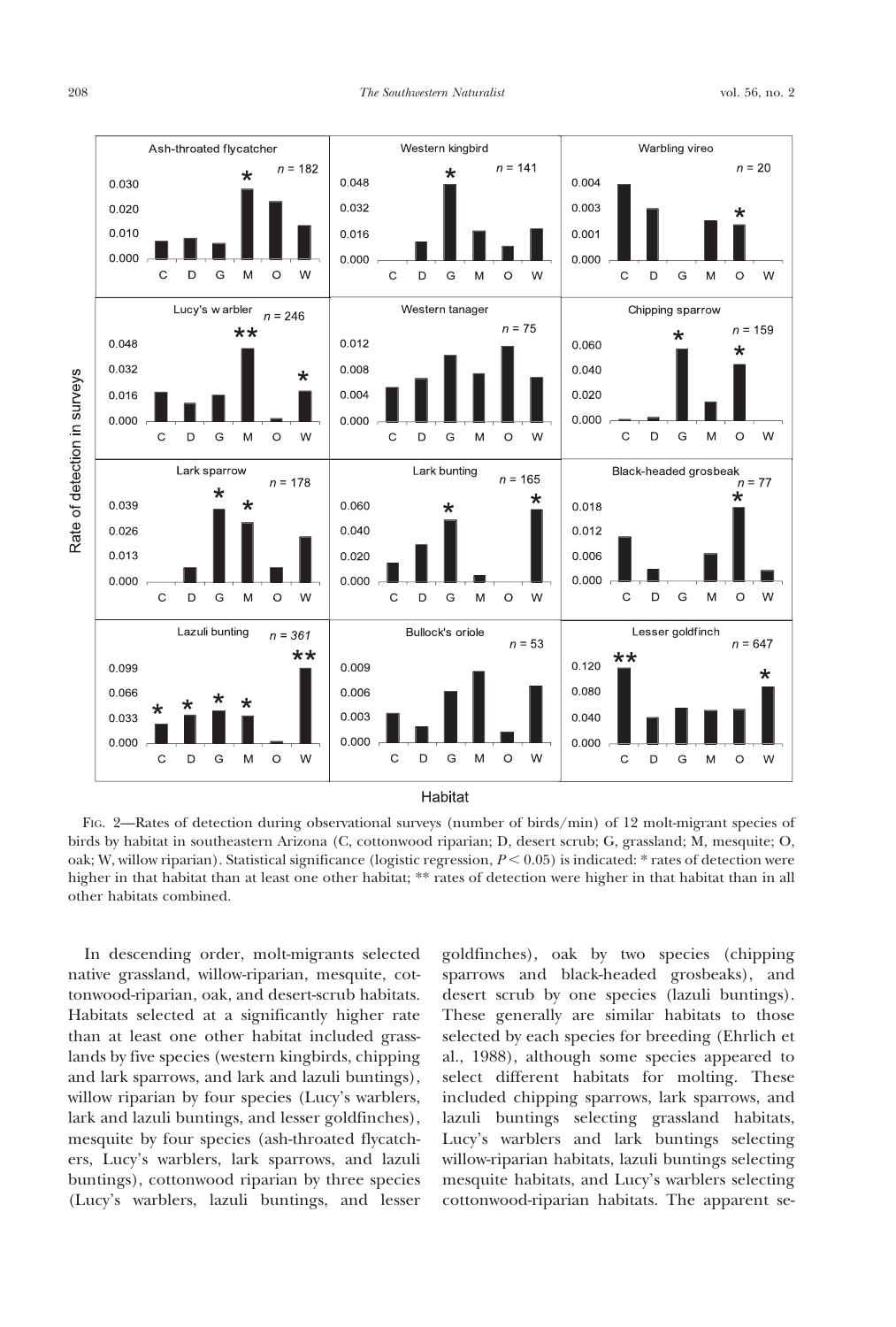Ash-throated flycatcher
n = 182
0.030
0.020
0.010
0.000
C D G M O W

Western kingbird
n = 141
0.048
0.032
0.016
0.000
C D G M O W

Warbling vireo
n = 20
0.004
0.003
0.001
0.000
C D G M O W

Lucy's warbler
n = 246
0.048
0.032
0.016
0.000
C D G M O W

Western tanager
n = 75
0.012
0.008
0.004
0.000
C D G M O W

Chipping sparrow
n = 159
0.060
0.040
0.020
0.000
C D G M O W

Lark sparrow
n = 178
0.039
0.026
0.013
0.000
C D G M O W

Lark bunting
n = 165
0.060
0.040
0.020
0.000
C D G M O W

Black-headed grosbeak
n = 77
0.018
0.012
0.006
0.000
C D G M O W

Lazuli bunting
n = 361
0.099
0.066
0.033
0.000
C D G M O W

Bullock's oriole
n = 53
0.009
0.006
0.003
0.000
C D G M O W

Lesser goldfinch
n = 647
0.120
0.080
0.040
0.000
C D G M O W

Rate of detection in surveys

Habitat

FIG. 2—Rates of detection during observational surveys (number of birds/min) of 12 molt-migrant species of birds by habitat in southeastern Arizona (C, cottonwood riparian; D, desert scrub; G, grassland; M, mesquite; O, oak; W, willow riparian). Statistical significance (logistic regression, $P < 0.05$) is indicated: * rates of detection were higher in that habitat than at least one other habitat; ** rates of detection were higher in that habitat than in all other habitats combined.

In descending order, molt-migrants selected native grassland, willow-riparian, mesquite, cottonwood-riparian, oak, and desert-scrub habitats. Habitats selected at a significantly higher rate than at least one other habitat included grasslands by five species (western kingbirds, chipping and lark sparrows, and lark and lazuli buntings), willow riparian by four species (Lucy's warblers, lark and lazuli buntings, and lesser goldfinches), mesquite by four species (ash-throated flycatchers, Lucy's warblers, lark sparrows, and lazuli buntings), cottonwood riparian by three species (Lucy's warblers, lazuli buntings, and lesser goldfinches), oak by two species (chipping sparrows and black-headed grosbeaks), and desert scrub by one species (lazuli buntings). These generally are similar habitats to those selected by each species for breeding (Ehrlich et al., 1988), although some species appeared to select different habitats for molting. These included chipping sparrows, lark sparrows, and lazuli buntings selecting grassland habitats, Lucy's warblers and lark buntings selecting willow-riparian habitats, lazuli buntings selecting mesquite habitats, and Lucy's warblers selecting cottonwood-riparian habitats. The apparent se-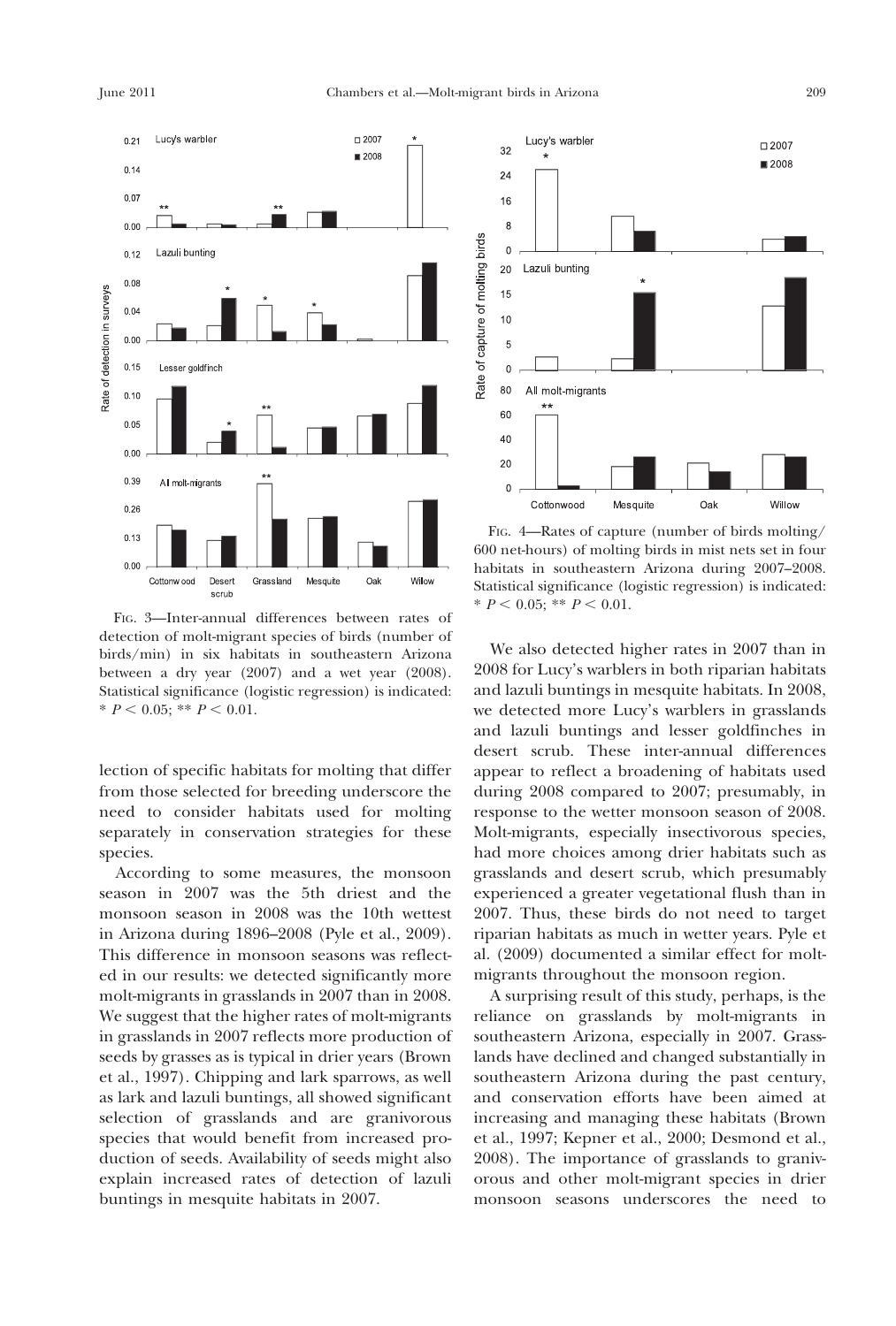Lucy's warbler

0.21
0.14
0.07
0.00

□ 2007
■ 2008

Lazuli bunting

0.12
0.08
0.04
0.00

Lesser goldfinch

0.15
0.10
0.05
0.00

All molt-migrants

0.39
0.26
0.13
0.00

Rate of detection in surveys

Cottonwood Desert scrub Grassland Mesquite Oak Willow

FIG. 3—Inter-annual differences between rates of detection of molt-migrant species of birds (number of birds/min) in six habitats in southeastern Arizona between a dry year (2007) and a wet year (2008). Statistical significance (logistic regression) is indicated: * $P < 0.05$; ** $P < 0.01$.

Lucy's warbler

32
24
16
8
0

□ 2007
■ 2008

Lazuli bunting

20
15
10
5
0

All molt-migrants

80
60
40
20
0

Rate of capture of molting birds

Cottonwood Mesquite Oak Willow

FIG. 4—Rates of capture (number of birds molting/600 net-hours) of molting birds in mist nets set in four habitats in southeastern Arizona during 2007–2008. Statistical significance (logistic regression) is indicated: * $P < 0.05$; ** $P < 0.01$.

lection of specific habitats for molting that differ from those selected for breeding underscore the need to consider habitats used for molting separately in conservation strategies for these species.

According to some measures, the monsoon season in 2007 was the 5th driest and the monsoon season in 2008 was the 10th wettest in Arizona during 1896–2008 (Pyle et al., 2009). This difference in monsoon seasons was reflected in our results: we detected significantly more molt-migrants in grasslands in 2007 than in 2008. We suggest that the higher rates of molt-migrants in grasslands in 2007 reflects more production of seeds by grasses as is typical in drier years (Brown et al., 1997). Chipping and lark sparrows, as well as lark and lazuli buntings, all showed significant selection of grasslands and are granivorous species that would benefit from increased production of seeds. Availability of seeds might also explain increased rates of detection of lazuli buntings in mesquite habitats in 2007.

We also detected higher rates in 2007 than in 2008 for Lucy's warblers in both riparian habitats and lazuli buntings in mesquite habitats. In 2008, we detected more Lucy's warblers in grasslands and lazuli buntings and lesser goldfinches in desert scrub. These inter-annual differences appear to reflect a broadening of habitats used during 2008 compared to 2007; presumably, in response to the wetter monsoon season of 2008. Molt-migrants, especially insectivorous species, had more choices among drier habitats such as grasslands and desert scrub, which presumably experienced a greater vegetational flush than in 2007. Thus, these birds do not need to target riparian habitats as much in wetter years. Pyle et al. (2009) documented a similar effect for molt-migrants throughout the monsoon region.

A surprising result of this study, perhaps, is the reliance on grasslands by molt-migrants in southeastern Arizona, especially in 2007. Grasslands have declined and changed substantially in southeastern Arizona during the past century, and conservation efforts have been aimed at increasing and managing these habitats (Brown et al., 1997; Kepner et al., 2000; Desmond et al., 2008). The importance of grasslands to granivorous and other molt-migrant species in drier monsoon seasons underscores the need to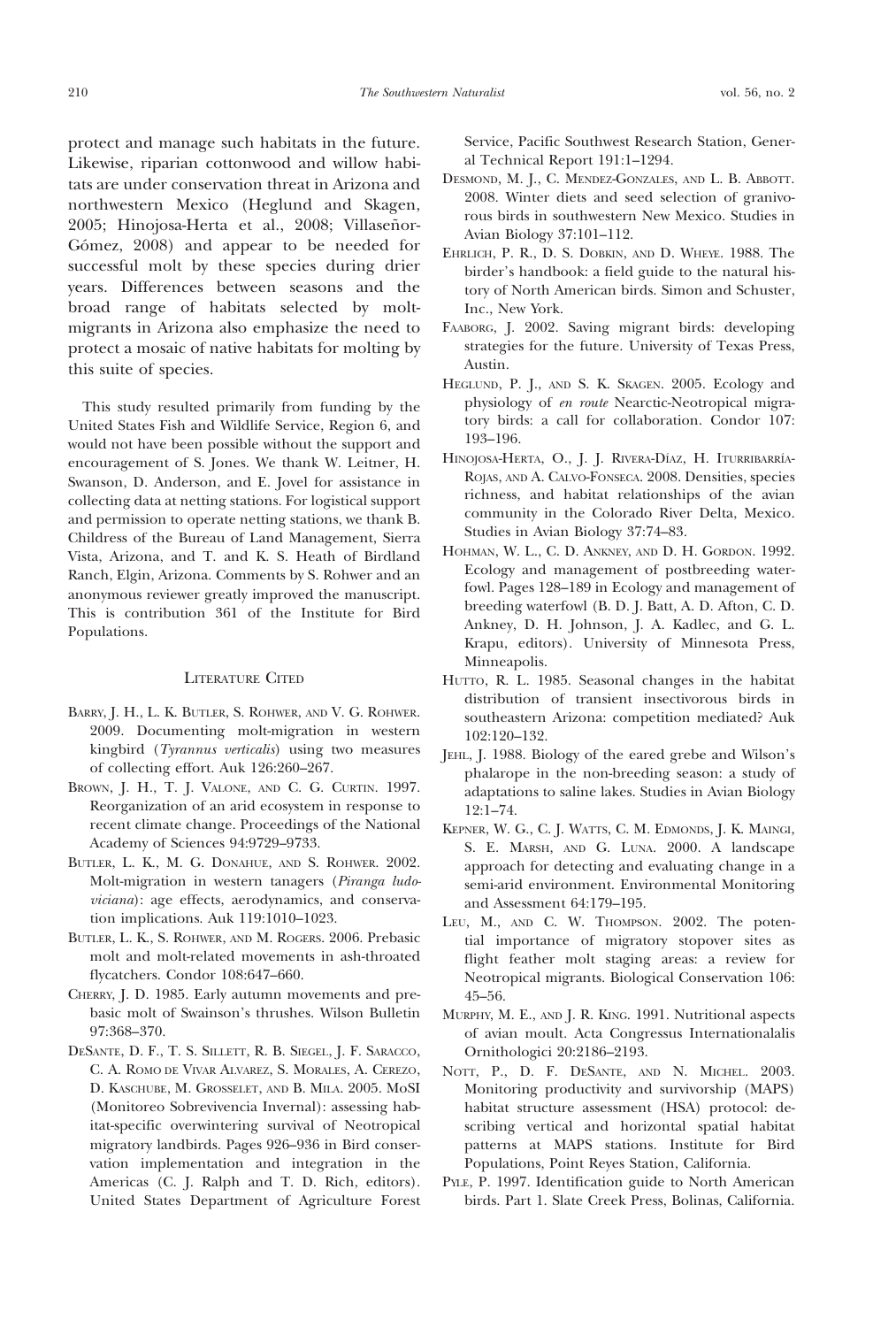protect and manage such habitats in the future. Likewise, riparian cottonwood and willow habitats are under conservation threat in Arizona and northwestern Mexico (Heglund and Skagen, 2005; Hinojosa-Herta et al., 2008; Villaseñor-Gómez, 2008) and appear to be needed for successful molt by these species during drier years. Differences between seasons and the broad range of habitats selected by molt-migrants in Arizona also emphasize the need to protect a mosaic of native habitats for molting by this suite of species.

This study resulted primarily from funding by the United States Fish and Wildlife Service, Region 6, and would not have been possible without the support and encouragement of S. Jones. We thank W. Leitner, H. Swanson, D. Anderson, and E. Jovel for assistance in collecting data at netting stations. For logistical support and permission to operate netting stations, we thank B. Childress of the Bureau of Land Management, Sierra Vista, Arizona, and T. and K. S. Heath of Birdland Ranch, Elgin, Arizona. Comments by S. Rohwer and an anonymous reviewer greatly improved the manuscript. This is contribution 361 of the Institute for Bird Populations.

## Literature Cited

Barry, J. H., L. K. Butler, S. Rohwer, and V. G. Rohwer. 2009. Documenting molt-migration in western kingbird (*Tyrannus verticalis*) using two measures of collecting effort. Auk 126:260–267.

Brown, J. H., T. J. Valone, and C. G. Curtin. 1997. Reorganization of an arid ecosystem in response to recent climate change. Proceedings of the National Academy of Sciences 94:9729–9733.

Butler, L. K., M. G. Donahue, and S. Rohwer. 2002. Molt-migration in western tanagers (*Piranga ludoviciana*): age effects, aerodynamics, and conservation implications. Auk 119:1010–1023.

Butler, L. K., S. Rohwer, and M. Rogers. 2006. Prebasic molt and molt-related movements in ash-throated flycatchers. Condor 108:647–660.

Cherry, J. D. 1985. Early autumn movements and prebasic molt of Swainson's thrushes. Wilson Bulletin 97:368–370.

DeSante, D. F., T. S. Sillett, R. B. Siegel, J. F. Saracco, C. A. Romo de Vivar Alvarez, S. Morales, A. Cerezo, D. Kaschube, M. Grosselet, and B. Mila. 2005. MoSI (Monitoreo Sobrevivencia Invernal): assessing habitat-specific overwintering survival of Neotropical migratory landbirds. Pages 926–936 in Bird conservation implementation and integration in the Americas (C. J. Ralph and T. D. Rich, editors). United States Department of Agriculture Forest Service, Pacific Southwest Research Station, General Technical Report 191:1–1294.

Desmond, M. J., C. Mendez-Gonzales, and L. B. Abbott. 2008. Winter diets and seed selection of granivorous birds in southwestern New Mexico. Studies in Avian Biology 37:101–112.

Ehrlich, P. R., D. S. Dobkin, and D. Wheye. 1988. The birder's handbook: a field guide to the natural history of North American birds. Simon and Schuster, Inc., New York.

Faaborg, J. 2002. Saving migrant birds: developing strategies for the future. University of Texas Press, Austin.

Heglund, P. J., and S. K. Skagen. 2005. Ecology and physiology of *en route* Nearctic-Neotropical migratory birds: a call for collaboration. Condor 107: 193–196.

Hinojosa-Herta, O., J. J. Rivera-Díaz, H. Iturribarría-Rojas, and A. Calvo-Fonseca. 2008. Densities, species richness, and habitat relationships of the avian community in the Colorado River Delta, Mexico. Studies in Avian Biology 37:74–83.

Hohman, W. L., C. D. Ankney, and D. H. Gordon. 1992. Ecology and management of postbreeding waterfowl. Pages 128–189 in Ecology and management of breeding waterfowl (B. D. J. Batt, A. D. Afton, C. D. Ankney, D. H. Johnson, J. A. Kadlec, and G. L. Krapu, editors). University of Minnesota Press, Minneapolis.

Hutto, R. L. 1985. Seasonal changes in the habitat distribution of transient insectivorous birds in southeastern Arizona: competition mediated? Auk 102:120–132.

Jehl, J. 1988. Biology of the eared grebe and Wilson's phalarope in the non-breeding season: a study of adaptations to saline lakes. Studies in Avian Biology 12:1–74.

Kepner, W. G., C. J. Watts, C. M. Edmonds, J. K. Maingi, S. E. Marsh, and G. Luna. 2000. A landscape approach for detecting and evaluating change in a semi-arid environment. Environmental Monitoring and Assessment 64:179–195.

Leu, M., and C. W. Thompson. 2002. The potential importance of migratory stopover sites as flight feather molt staging areas: a review for Neotropical migrants. Biological Conservation 106: 45–56.

Murphy, M. E., and J. R. King. 1991. Nutritional aspects of avian moult. Acta Congressus Internationalalis Ornithologici 20:2186–2193.

Nott, P., D. F. DeSante, and N. Michel. 2003. Monitoring productivity and survivorship (MAPS) habitat structure assessment (HSA) protocol: describing vertical and horizontal spatial habitat patterns at MAPS stations. Institute for Bird Populations, Point Reyes Station, California.

Pyle, P. 1997. Identification guide to North American birds. Part 1. Slate Creek Press, Bolinas, California.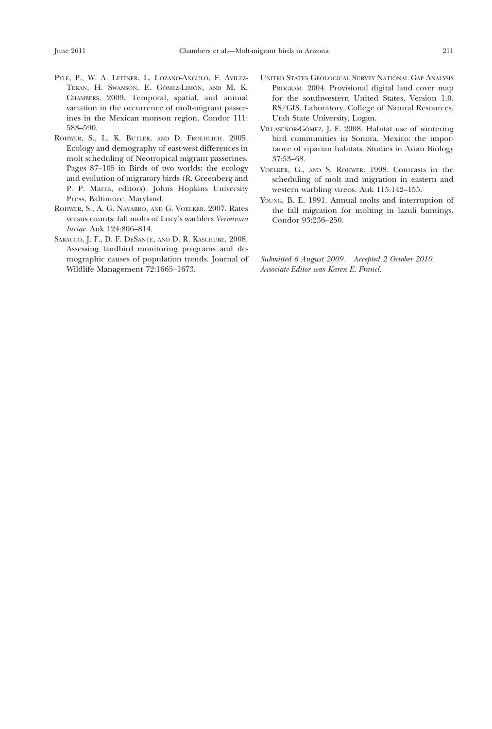Pyle, P., W. A. Leitner, L. Lozano-Angulo, F. Avilez-Teran, H. Swanson, E. Gómez-Limón, and M. K. Chambers. 2009. Temporal, spatial, and annual variation in the occurrence of molt-migrant passerines in the Mexican monson region. Condor 111: 583–590.

Rohwer, S., L. K. Butler, and D. Froehlich. 2005. Ecology and demography of east-west differences in molt scheduling of Neotropical migrant passerines. Pages 87–105 in Birds of two worlds: the ecology and evolution of migratory birds (R. Greenberg and P. P. Marra, editors). Johns Hopkins University Press, Baltimore, Maryland.

Rohwer, S., A. G. Navarro, and G. Voelker. 2007. Rates versus counts: fall molts of Lucy's warblers *Vermivora luciae*. Auk 124:806–814.

Saracco, J. F., D. F. DeSante, and D. R. Kaschube. 2008. Assessing landbird monitoring programs and demographic causes of population trends. Journal of Wildlife Management 72:1665–1673.

United States Geological Survey National Gap Analysis Program. 2004. Provisional digital land cover map for the southwestern United States. Version 1.0. RS/GIS. Laboratory, College of Natural Resources, Utah State University, Logan.

Villaseñor-Gómez, J. F. 2008. Habitat use of wintering bird communities in Sonora, Mexico: the importance of riparian habitats. Studies in Avian Biology 37:53–68.

Voelker, G., and S. Rohwer. 1998. Contrasts in the scheduling of molt and migration in eastern and western warbling vireos. Auk 115:142–155.

Young, B. E. 1991. Annual molts and interruption of the fall migration for molting in lazuli buntings. Condor 93:236–250.

*Submitted 6 August 2009. Accepted 2 October 2010.*
*Associate Editor was Karen E. Francl.*